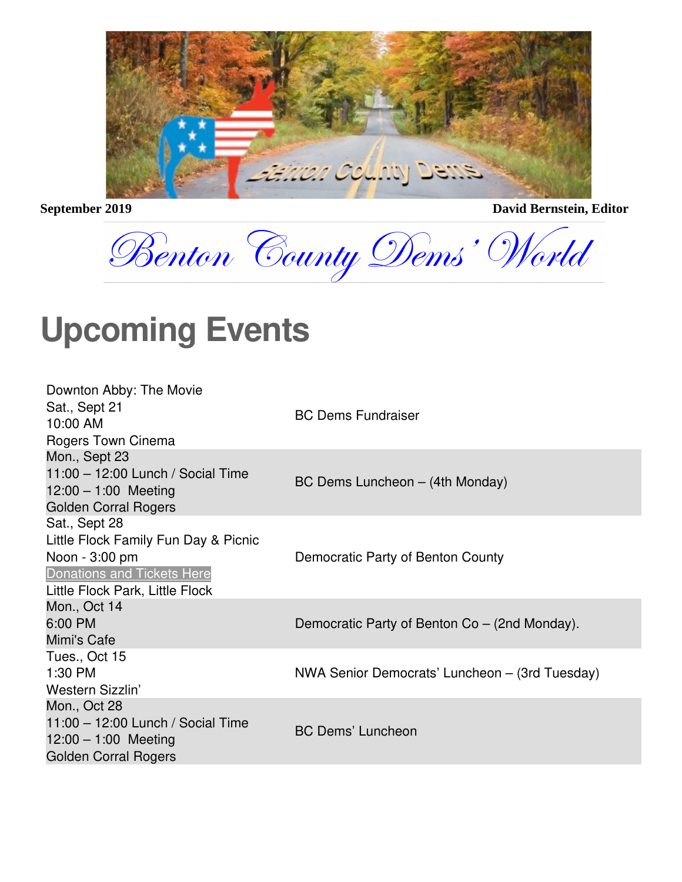September 2019 **David Bernstein, Editor**

# Benton County Dems' World

## Upcoming Events

| Event | Organizer |
| --- | --- |
| Downton Abby: The Movie<br>Sat., Sept 21<br>10:00 AM<br>Rogers Town Cinema | BC Dems Fundraiser |
| Mon., Sept 23<br>11:00 – 12:00 Lunch / Social Time<br>12:00 – 1:00 Meeting<br>Golden Corral Rogers | BC Dems Luncheon – (4th Monday) |
| Sat., Sept 28<br>Little Flock Family Fun Day & Picnic<br>Noon - 3:00 pm<br>Donations and Tickets Here<br>Little Flock Park, Little Flock | Democratic Party of Benton County |
| Mon., Oct 14<br>6:00 PM<br>Mimi's Cafe | Democratic Party of Benton Co – (2nd Monday). |
| Tues., Oct 15<br>1:30 PM<br>Western Sizzlin' | NWA Senior Democrats' Luncheon – (3rd Tuesday) |
| Mon., Oct 28<br>11:00 – 12:00 Lunch / Social Time<br>12:00 – 1:00 Meeting<br>Golden Corral Rogers | BC Dems' Luncheon |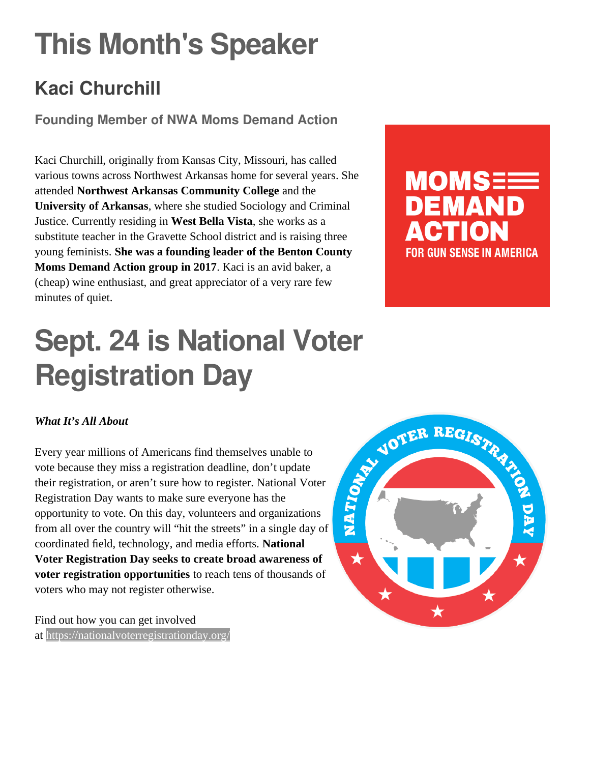# This Month's Speaker

## Kaci Churchill

### Founding Member of NWA Moms Demand Action

Kaci Churchill, originally from Kansas City, Missouri, has called various towns across Northwest Arkansas home for several years. She attended **Northwest Arkansas Community College** and the **University of Arkansas**, where she studied Sociology and Criminal Justice. Currently residing in **West Bella Vista**, she works as a substitute teacher in the Gravette School district and is raising three young feminists. **She was a founding leader of the Benton County Moms Demand Action group in 2017**. Kaci is an avid baker, a (cheap) wine enthusiast, and great appreciator of a very rare few minutes of quiet.

# Sept. 24 is National Voter Registration Day

***What It's All About***

Every year millions of Americans find themselves unable to vote because they miss a registration deadline, don't update their registration, or aren't sure how to register. National Voter Registration Day wants to make sure everyone has the opportunity to vote. On this day, volunteers and organizations from all over the country will "hit the streets" in a single day of coordinated field, technology, and media efforts. **National Voter Registration Day seeks to create broad awareness of voter registration opportunities** to reach tens of thousands of voters who may not register otherwise.

Find out how you can get involved at https://nationalvoterregistrationday.org/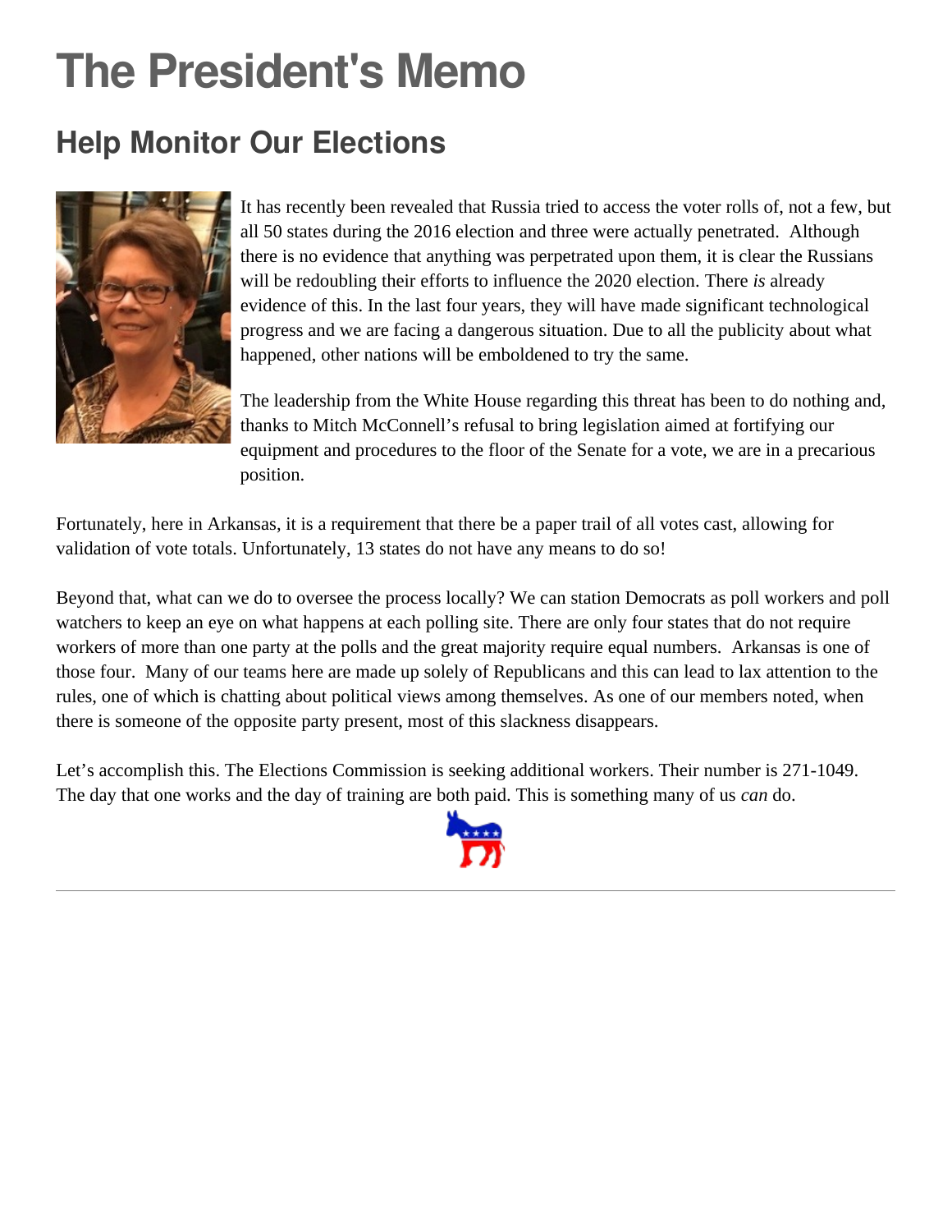# The President's Memo

## Help Monitor Our Elections

It has recently been revealed that Russia tried to access the voter rolls of, not a few, but all 50 states during the 2016 election and three were actually penetrated. Although there is no evidence that anything was perpetrated upon them, it is clear the Russians will be redoubling their efforts to influence the 2020 election. There *is* already evidence of this. In the last four years, they will have made significant technological progress and we are facing a dangerous situation. Due to all the publicity about what happened, other nations will be emboldened to try the same.

The leadership from the White House regarding this threat has been to do nothing and, thanks to Mitch McConnell's refusal to bring legislation aimed at fortifying our equipment and procedures to the floor of the Senate for a vote, we are in a precarious position.

Fortunately, here in Arkansas, it is a requirement that there be a paper trail of all votes cast, allowing for validation of vote totals. Unfortunately, 13 states do not have any means to do so!

Beyond that, what can we do to oversee the process locally? We can station Democrats as poll workers and poll watchers to keep an eye on what happens at each polling site. There are only four states that do not require workers of more than one party at the polls and the great majority require equal numbers. Arkansas is one of those four. Many of our teams here are made up solely of Republicans and this can lead to lax attention to the rules, one of which is chatting about political views among themselves. As one of our members noted, when there is someone of the opposite party present, most of this slackness disappears.

Let's accomplish this. The Elections Commission is seeking additional workers. Their number is 271-1049. The day that one works and the day of training are both paid. This is something many of us *can* do.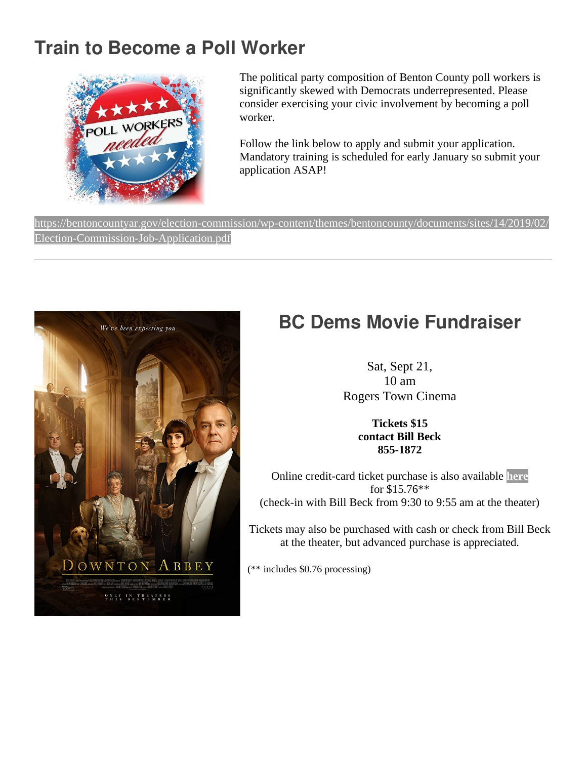## Train to Become a Poll Worker

The political party composition of Benton County poll workers is significantly skewed with Democrats underrepresented. Please consider exercising your civic involvement by becoming a poll worker.

Follow the link below to apply and submit your application. Mandatory training is scheduled for early January so submit your application ASAP!

https://bentoncountyar.gov/election-commission/wp-content/themes/bentoncounty/documents/sites/14/2019/02/Election-Commission-Job-Application.pdf

---

## BC Dems Movie Fundraiser

Sat, Sept 21,
10 am
Rogers Town Cinema

**Tickets $15**
**contact Bill Beck**
**855-1872**

Online credit-card ticket purchase is also available **here** for $15.76**
(check-in with Bill Beck from 9:30 to 9:55 am at the theater)

Tickets may also be purchased with cash or check from Bill Beck at the theater, but advanced purchase is appreciated.

(** includes $0.76 processing)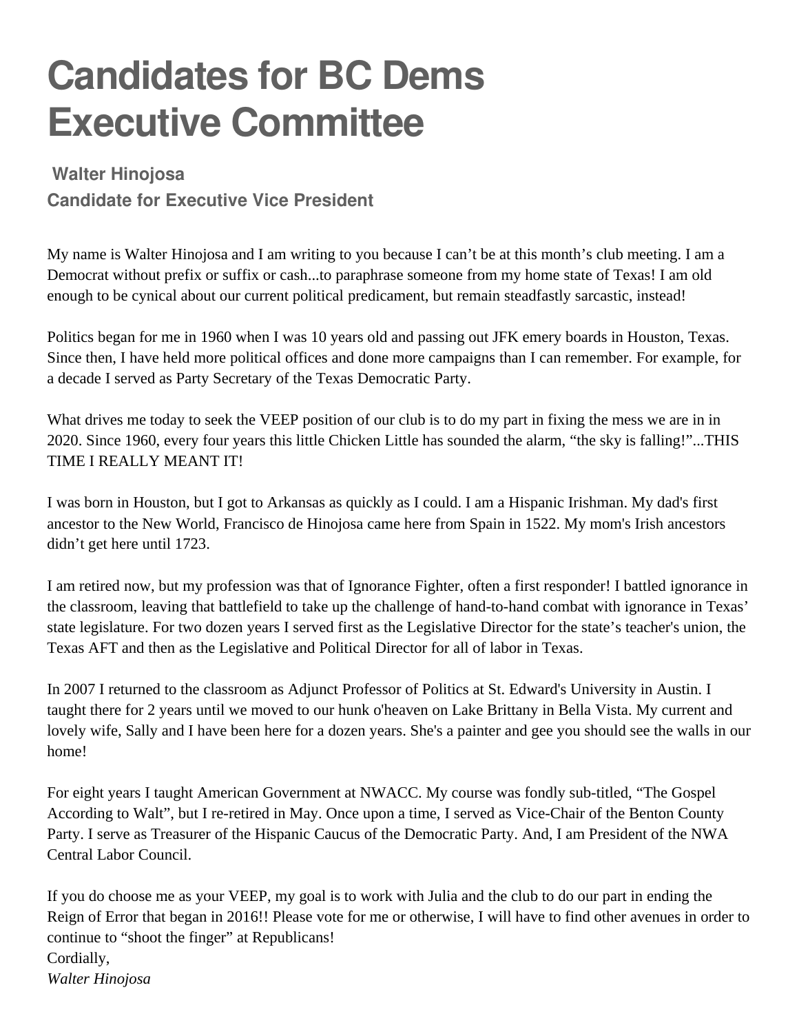# Candidates for BC Dems Executive Committee

### Walter Hinojosa

### Candidate for Executive Vice President

My name is Walter Hinojosa and I am writing to you because I can't be at this month's club meeting. I am a Democrat without prefix or suffix or cash...to paraphrase someone from my home state of Texas! I am old enough to be cynical about our current political predicament, but remain steadfastly sarcastic, instead!

Politics began for me in 1960 when I was 10 years old and passing out JFK emery boards in Houston, Texas. Since then, I have held more political offices and done more campaigns than I can remember. For example, for a decade I served as Party Secretary of the Texas Democratic Party.

What drives me today to seek the VEEP position of our club is to do my part in fixing the mess we are in in 2020. Since 1960, every four years this little Chicken Little has sounded the alarm, "the sky is falling!"...THIS TIME I REALLY MEANT IT!

I was born in Houston, but I got to Arkansas as quickly as I could. I am a Hispanic Irishman. My dad's first ancestor to the New World, Francisco de Hinojosa came here from Spain in 1522. My mom's Irish ancestors didn't get here until 1723.

I am retired now, but my profession was that of Ignorance Fighter, often a first responder! I battled ignorance in the classroom, leaving that battlefield to take up the challenge of hand-to-hand combat with ignorance in Texas' state legislature. For two dozen years I served first as the Legislative Director for the state's teacher's union, the Texas AFT and then as the Legislative and Political Director for all of labor in Texas.

In 2007 I returned to the classroom as Adjunct Professor of Politics at St. Edward's University in Austin. I taught there for 2 years until we moved to our hunk o'heaven on Lake Brittany in Bella Vista. My current and lovely wife, Sally and I have been here for a dozen years. She's a painter and gee you should see the walls in our home!

For eight years I taught American Government at NWACC. My course was fondly sub-titled, "The Gospel According to Walt", but I re-retired in May. Once upon a time, I served as Vice-Chair of the Benton County Party. I serve as Treasurer of the Hispanic Caucus of the Democratic Party. And, I am President of the NWA Central Labor Council.

If you do choose me as your VEEP, my goal is to work with Julia and the club to do our part in ending the Reign of Error that began in 2016!! Please vote for me or otherwise, I will have to find other avenues in order to continue to "shoot the finger" at Republicans!

Cordially,

*Walter Hinojosa*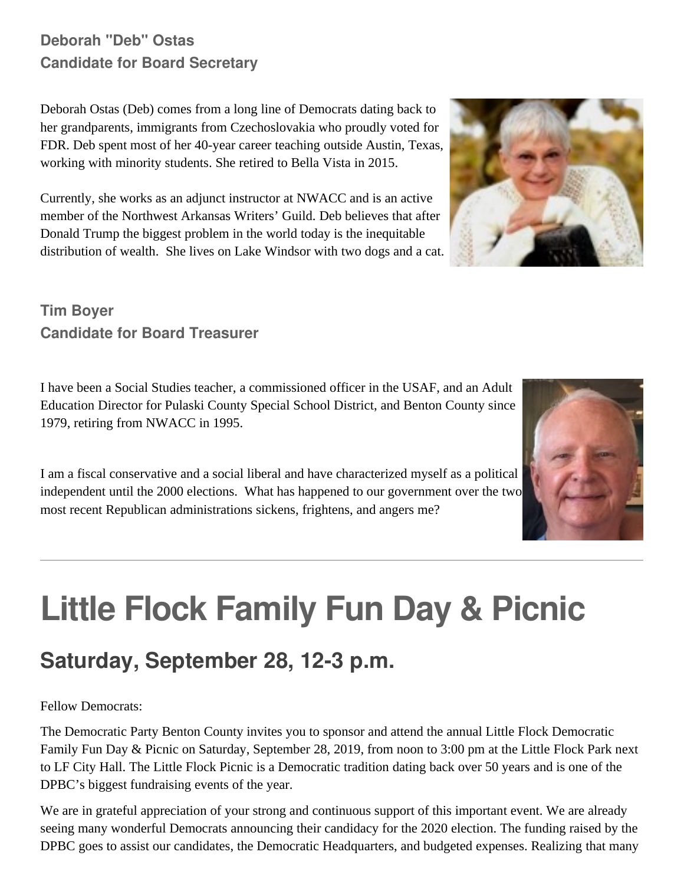**Deborah "Deb" Ostas**
**Candidate for Board Secretary**

Deborah Ostas (Deb) comes from a long line of Democrats dating back to her grandparents, immigrants from Czechoslovakia who proudly voted for FDR. Deb spent most of her 40-year career teaching outside Austin, Texas, working with minority students. She retired to Bella Vista in 2015.

Currently, she works as an adjunct instructor at NWACC and is an active member of the Northwest Arkansas Writers' Guild. Deb believes that after Donald Trump the biggest problem in the world today is the inequitable distribution of wealth. She lives on Lake Windsor with two dogs and a cat.

**Tim Boyer**
**Candidate for Board Treasurer**

I have been a Social Studies teacher, a commissioned officer in the USAF, and an Adult Education Director for Pulaski County Special School District, and Benton County since 1979, retiring from NWACC in 1995.

I am a fiscal conservative and a social liberal and have characterized myself as a political independent until the 2000 elections. What has happened to our government over the two most recent Republican administrations sickens, frightens, and angers me?

---

# Little Flock Family Fun Day & Picnic

## Saturday, September 28, 12-3 p.m.

Fellow Democrats:

The Democratic Party Benton County invites you to sponsor and attend the annual Little Flock Democratic Family Fun Day & Picnic on Saturday, September 28, 2019, from noon to 3:00 pm at the Little Flock Park next to LF City Hall. The Little Flock Picnic is a Democratic tradition dating back over 50 years and is one of the DPBC's biggest fundraising events of the year.

We are in grateful appreciation of your strong and continuous support of this important event. We are already seeing many wonderful Democrats announcing their candidacy for the 2020 election. The funding raised by the DPBC goes to assist our candidates, the Democratic Headquarters, and budgeted expenses. Realizing that many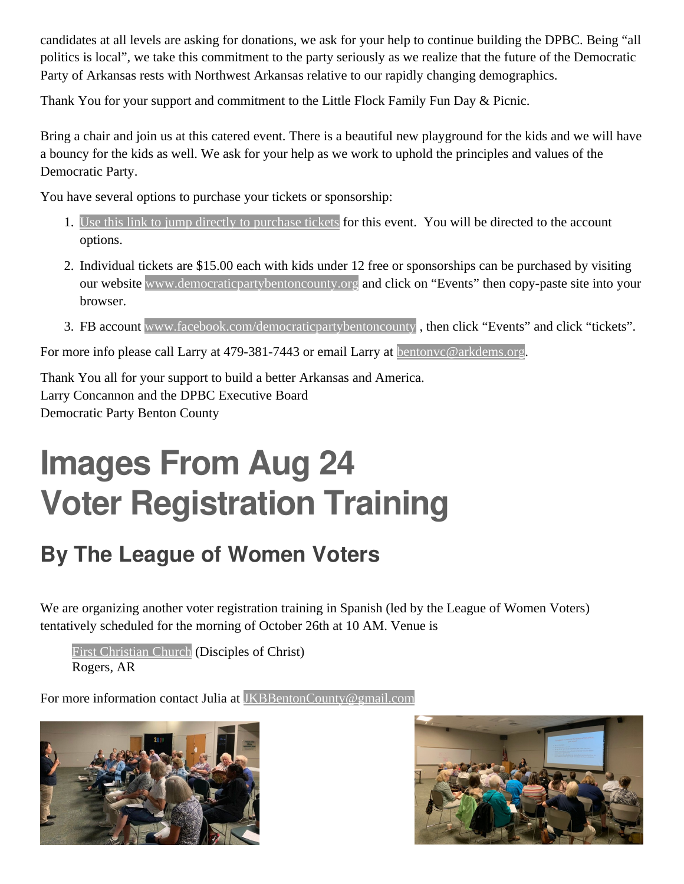candidates at all levels are asking for donations, we ask for your help to continue building the DPBC. Being "all politics is local", we take this commitment to the party seriously as we realize that the future of the Democratic Party of Arkansas rests with Northwest Arkansas relative to our rapidly changing demographics.

Thank You for your support and commitment to the Little Flock Family Fun Day & Picnic.

Bring a chair and join us at this catered event. There is a beautiful new playground for the kids and we will have a bouncy for the kids as well. We ask for your help as we work to uphold the principles and values of the Democratic Party.

You have several options to purchase your tickets or sponsorship:

1. Use this link to jump directly to purchase tickets for this event. You will be directed to the account options.
2. Individual tickets are $15.00 each with kids under 12 free or sponsorships can be purchased by visiting our website www.democraticpartybentoncounty.org and click on "Events" then copy-paste site into your browser.
3. FB account www.facebook.com/democraticpartybentoncounty , then click "Events" and click "tickets".

For more info please call Larry at 479-381-7443 or email Larry at bentonvc@arkdems.org.

Thank You all for your support to build a better Arkansas and America.
Larry Concannon and the DPBC Executive Board
Democratic Party Benton County

# Images From Aug 24 Voter Registration Training

## By The League of Women Voters

We are organizing another voter registration training in Spanish (led by the League of Women Voters) tentatively scheduled for the morning of October 26th at 10 AM. Venue is

First Christian Church (Disciples of Christ)
Rogers, AR

For more information contact Julia at JKBBentonCounty@gmail.com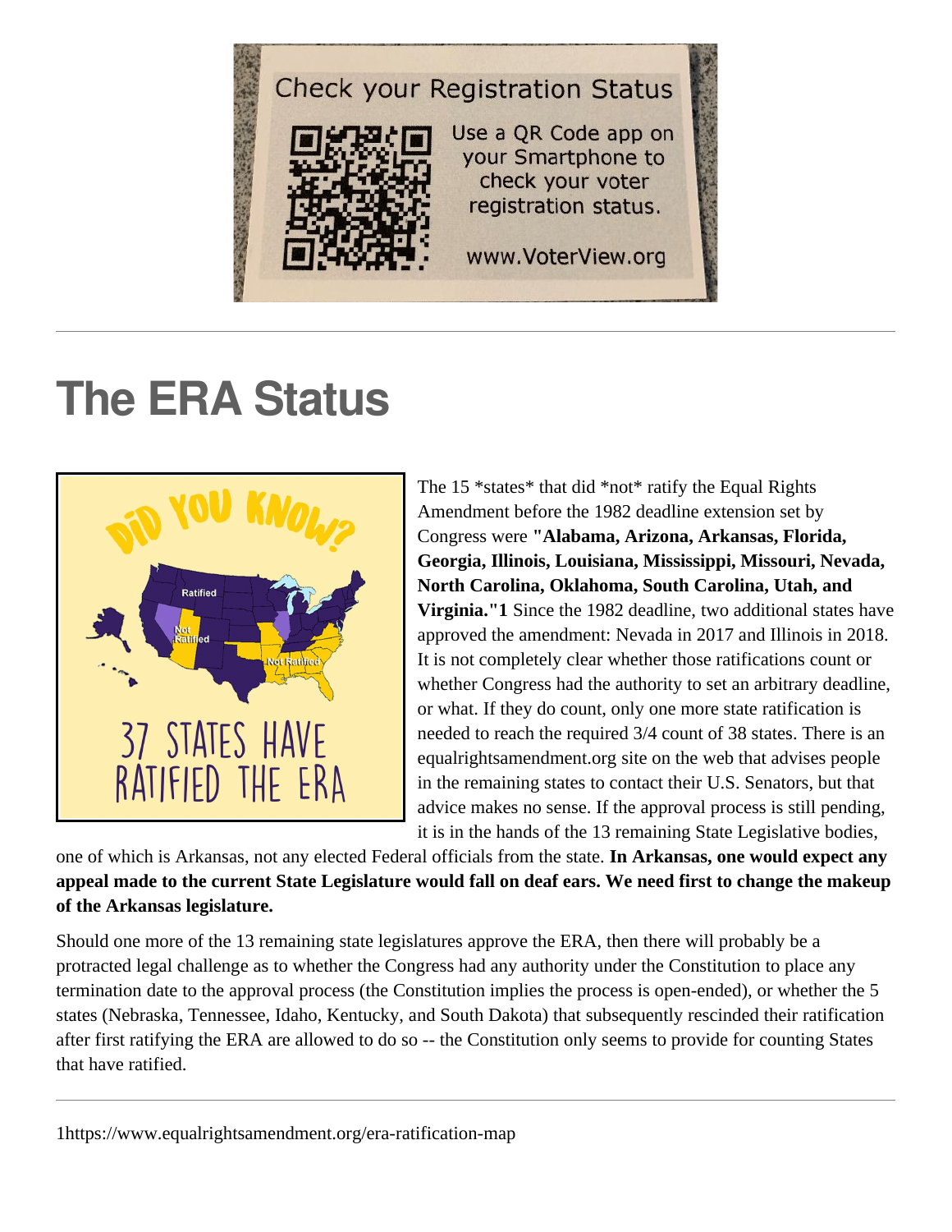# The ERA Status

The 15 \*states\* that did \*not\* ratify the Equal Rights Amendment before the 1982 deadline extension set by Congress were **"Alabama, Arizona, Arkansas, Florida, Georgia, Illinois, Louisiana, Mississippi, Missouri, Nevada, North Carolina, Oklahoma, South Carolina, Utah, and Virginia."1** Since the 1982 deadline, two additional states have approved the amendment: Nevada in 2017 and Illinois in 2018. It is not completely clear whether those ratifications count or whether Congress had the authority to set an arbitrary deadline, or what. If they do count, only one more state ratification is needed to reach the required 3/4 count of 38 states. There is an equalrightsamendment.org site on the web that advises people in the remaining states to contact their U.S. Senators, but that advice makes no sense. If the approval process is still pending, it is in the hands of the 13 remaining State Legislative bodies, one of which is Arkansas, not any elected Federal officials from the state. **In Arkansas, one would expect any appeal made to the current State Legislature would fall on deaf ears. We need first to change the makeup of the Arkansas legislature.**

Should one more of the 13 remaining state legislatures approve the ERA, then there will probably be a protracted legal challenge as to whether the Congress had any authority under the Constitution to place any termination date to the approval process (the Constitution implies the process is open-ended), or whether the 5 states (Nebraska, Tennessee, Idaho, Kentucky, and South Dakota) that subsequently rescinded their ratification after first ratifying the ERA are allowed to do so -- the Constitution only seems to provide for counting States that have ratified.

---

1https://www.equalrightsamendment.org/era-ratification-map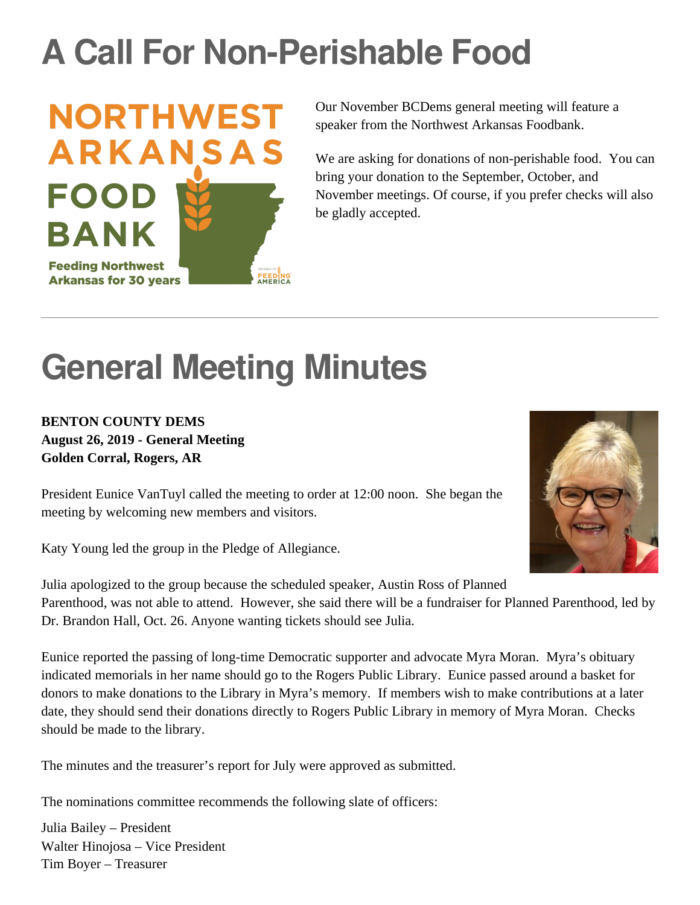# A Call For Non-Perishable Food

Our November BCDems general meeting will feature a speaker from the Northwest Arkansas Foodbank.

We are asking for donations of non-perishable food. You can bring your donation to the September, October, and November meetings. Of course, if you prefer checks will also be gladly accepted.

---

# General Meeting Minutes

**BENTON COUNTY DEMS**
**August 26, 2019 - General Meeting**
**Golden Corral, Rogers, AR**

President Eunice VanTuyl called the meeting to order at 12:00 noon. She began the meeting by welcoming new members and visitors.

Katy Young led the group in the Pledge of Allegiance.

Julia apologized to the group because the scheduled speaker, Austin Ross of Planned Parenthood, was not able to attend. However, she said there will be a fundraiser for Planned Parenthood, led by Dr. Brandon Hall, Oct. 26. Anyone wanting tickets should see Julia.

Eunice reported the passing of long-time Democratic supporter and advocate Myra Moran. Myra's obituary indicated memorials in her name should go to the Rogers Public Library. Eunice passed around a basket for donors to make donations to the Library in Myra's memory. If members wish to make contributions at a later date, they should send their donations directly to Rogers Public Library in memory of Myra Moran. Checks should be made to the library.

The minutes and the treasurer's report for July were approved as submitted.

The nominations committee recommends the following slate of officers:

Julia Bailey – President
Walter Hinojosa – Vice President
Tim Boyer – Treasurer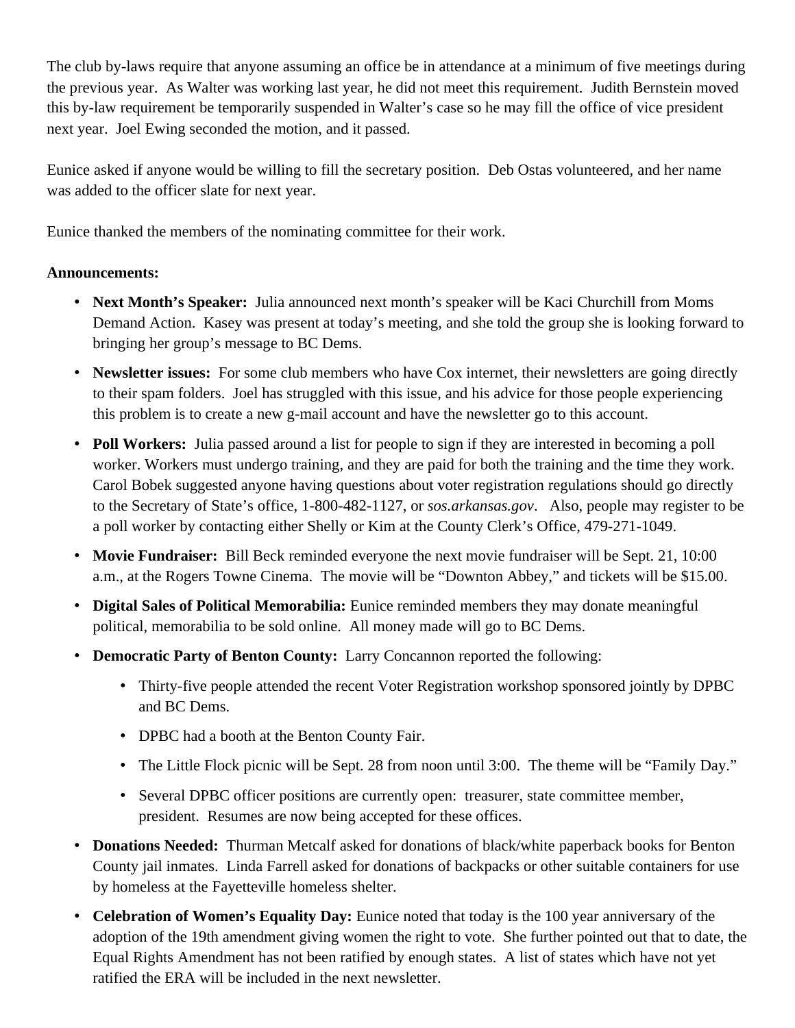The club by-laws require that anyone assuming an office be in attendance at a minimum of five meetings during the previous year.  As Walter was working last year, he did not meet this requirement.  Judith Bernstein moved this by-law requirement be temporarily suspended in Walter's case so he may fill the office of vice president next year.  Joel Ewing seconded the motion, and it passed.

Eunice asked if anyone would be willing to fill the secretary position.  Deb Ostas volunteered, and her name was added to the officer slate for next year.

Eunice thanked the members of the nominating committee for their work.

**Announcements:**

- **Next Month's Speaker:**  Julia announced next month's speaker will be Kaci Churchill from Moms Demand Action.  Kasey was present at today's meeting, and she told the group she is looking forward to bringing her group's message to BC Dems.
- **Newsletter issues:**  For some club members who have Cox internet, their newsletters are going directly to their spam folders.  Joel has struggled with this issue, and his advice for those people experiencing this problem is to create a new g-mail account and have the newsletter go to this account.
- **Poll Workers:**  Julia passed around a list for people to sign if they are interested in becoming a poll worker. Workers must undergo training, and they are paid for both the training and the time they work. Carol Bobek suggested anyone having questions about voter registration regulations should go directly to the Secretary of State's office, 1-800-482-1127, or *sos.arkansas.gov*.   Also, people may register to be a poll worker by contacting either Shelly or Kim at the County Clerk's Office, 479-271-1049.
- **Movie Fundraiser:**  Bill Beck reminded everyone the next movie fundraiser will be Sept. 21, 10:00 a.m., at the Rogers Towne Cinema.  The movie will be "Downton Abbey," and tickets will be $15.00.
- **Digital Sales of Political Memorabilia:** Eunice reminded members they may donate meaningful political, memorabilia to be sold online.  All money made will go to BC Dems.
- **Democratic Party of Benton County:**  Larry Concannon reported the following:
  - Thirty-five people attended the recent Voter Registration workshop sponsored jointly by DPBC and BC Dems.
  - DPBC had a booth at the Benton County Fair.
  - The Little Flock picnic will be Sept. 28 from noon until 3:00.  The theme will be "Family Day."
  - Several DPBC officer positions are currently open:  treasurer, state committee member, president.  Resumes are now being accepted for these offices.
- **Donations Needed:**  Thurman Metcalf asked for donations of black/white paperback books for Benton County jail inmates.  Linda Farrell asked for donations of backpacks or other suitable containers for use by homeless at the Fayetteville homeless shelter.
- **Celebration of Women's Equality Day:** Eunice noted that today is the 100 year anniversary of the adoption of the 19th amendment giving women the right to vote.  She further pointed out that to date, the Equal Rights Amendment has not been ratified by enough states.  A list of states which have not yet ratified the ERA will be included in the next newsletter.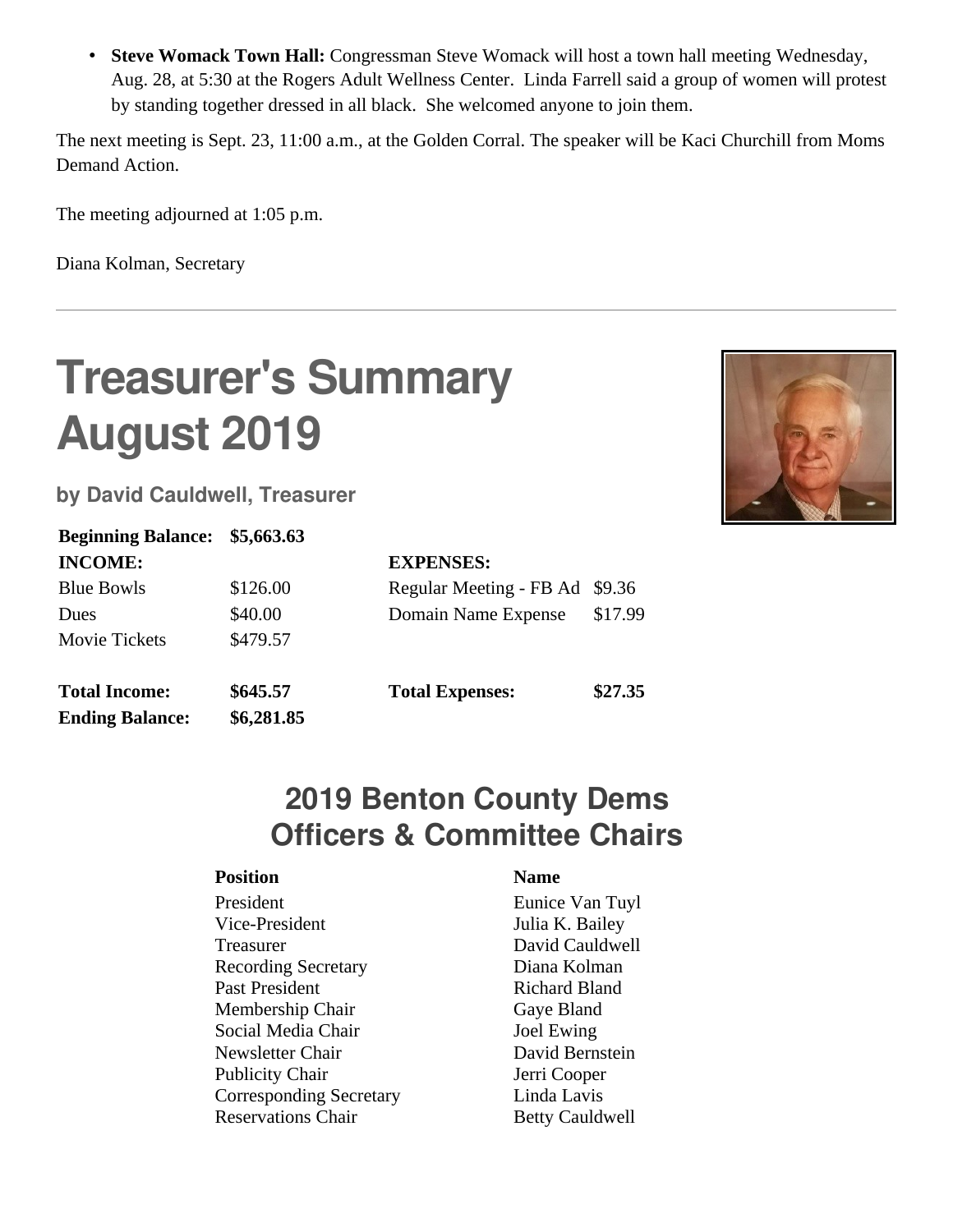- **Steve Womack Town Hall:** Congressman Steve Womack will host a town hall meeting Wednesday, Aug. 28, at 5:30 at the Rogers Adult Wellness Center. Linda Farrell said a group of women will protest by standing together dressed in all black. She welcomed anyone to join them.

The next meeting is Sept. 23, 11:00 a.m., at the Golden Corral. The speaker will be Kaci Churchill from Moms Demand Action.

The meeting adjourned at 1:05 p.m.

Diana Kolman, Secretary

---

# Treasurer's Summary August 2019

### by David Cauldwell, Treasurer

| | | | |
|---|---|---|---|
| **Beginning Balance:** | **$5,663.63** | | |
| **INCOME:** | | **EXPENSES:** | |
| Blue Bowls | $126.00 | Regular Meeting - FB Ad | $9.36 |
| Dues | $40.00 | Domain Name Expense | $17.99 |
| Movie Tickets | $479.57 | | |
| **Total Income:** | **$645.57** | **Total Expenses:** | **$27.35** |
| **Ending Balance:** | **$6,281.85** | | |

## 2019 Benton County Dems Officers & Committee Chairs

| Position | Name |
|---|---|
| President | Eunice Van Tuyl |
| Vice-President | Julia K. Bailey |
| Treasurer | David Cauldwell |
| Recording Secretary | Diana Kolman |
| Past President | Richard Bland |
| Membership Chair | Gaye Bland |
| Social Media Chair | Joel Ewing |
| Newsletter Chair | David Bernstein |
| Publicity Chair | Jerri Cooper |
| Corresponding Secretary | Linda Lavis |
| Reservations Chair | Betty Cauldwell |